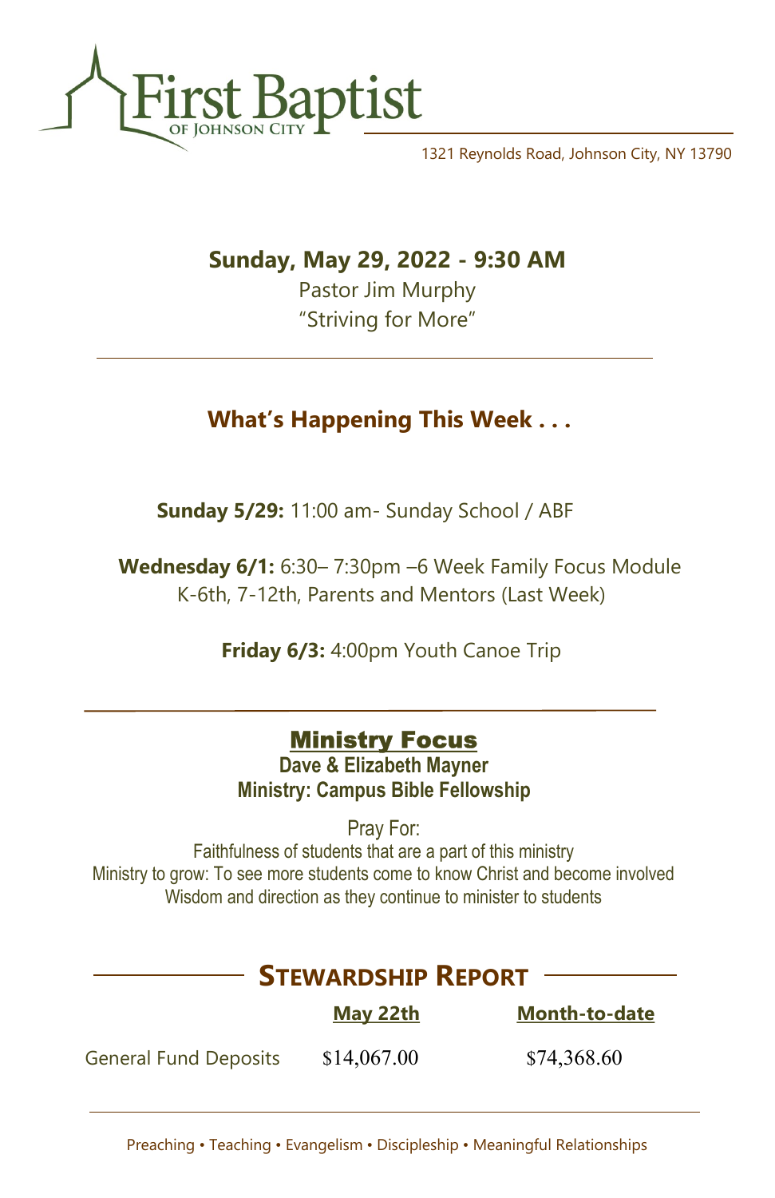# First Baptist
OF JOHNSON CITY

1321 Reynolds Road, Johnson City, NY 13790

**Sunday, May 29, 2022 - 9:30 AM**

Pastor Jim Murphy

"Striving for More"

## What's Happening This Week . . .

**Sunday 5/29:** 11:00 am- Sunday School / ABF

**Wednesday 6/1:** 6:30– 7:30pm –6 Week Family Focus Module K-6th, 7-12th, Parents and Mentors (Last Week)

**Friday 6/3:** 4:00pm Youth Canoe Trip

## Ministry Focus

**Dave & Elizabeth Mayner**

**Ministry: Campus Bible Fellowship**

Pray For:

Faithfulness of students that are a part of this ministry

Ministry to grow: To see more students come to know Christ and become involved

Wisdom and direction as they continue to minister to students

## Stewardship Report

| | May 22th | Month-to-date |
|---|---|---|
| General Fund Deposits | $14,067.00 | $74,368.60 |

Preaching • Teaching • Evangelism • Discipleship • Meaningful Relationships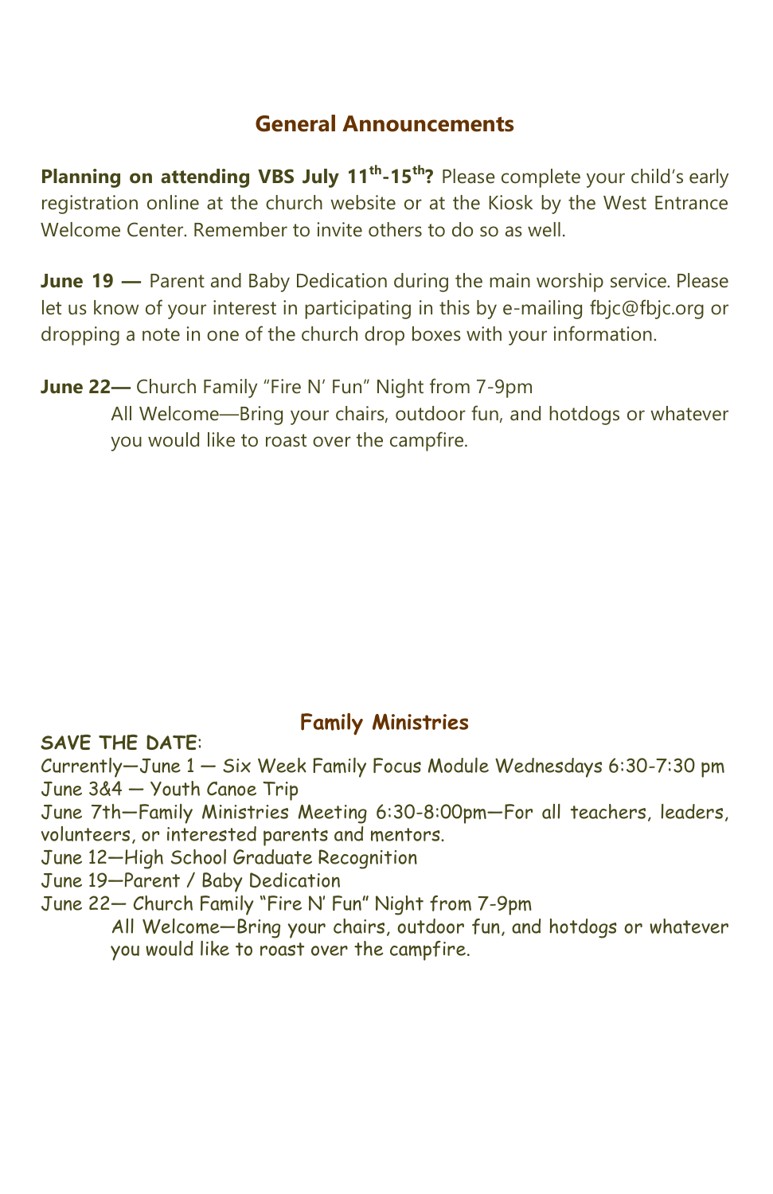## General Announcements

**Planning on attending VBS July 11th-15th?** Please complete your child's early registration online at the church website or at the Kiosk by the West Entrance Welcome Center. Remember to invite others to do so as well.

**June 19 —** Parent and Baby Dedication during the main worship service. Please let us know of your interest in participating in this by e-mailing fbjc@fbjc.org or dropping a note in one of the church drop boxes with your information.

**June 22—** Church Family "Fire N' Fun" Night from 7-9pm

All Welcome—Bring your chairs, outdoor fun, and hotdogs or whatever you would like to roast over the campfire.

## Family Ministries

SAVE THE DATE:

Currently—June 1 — Six Week Family Focus Module Wednesdays 6:30-7:30 pm
June 3&4 — Youth Canoe Trip
June 7th—Family Ministries Meeting 6:30-8:00pm—For all teachers, leaders, volunteers, or interested parents and mentors.
June 12—High School Graduate Recognition
June 19—Parent / Baby Dedication
June 22— Church Family "Fire N' Fun" Night from 7-9pm

All Welcome—Bring your chairs, outdoor fun, and hotdogs or whatever you would like to roast over the campfire.